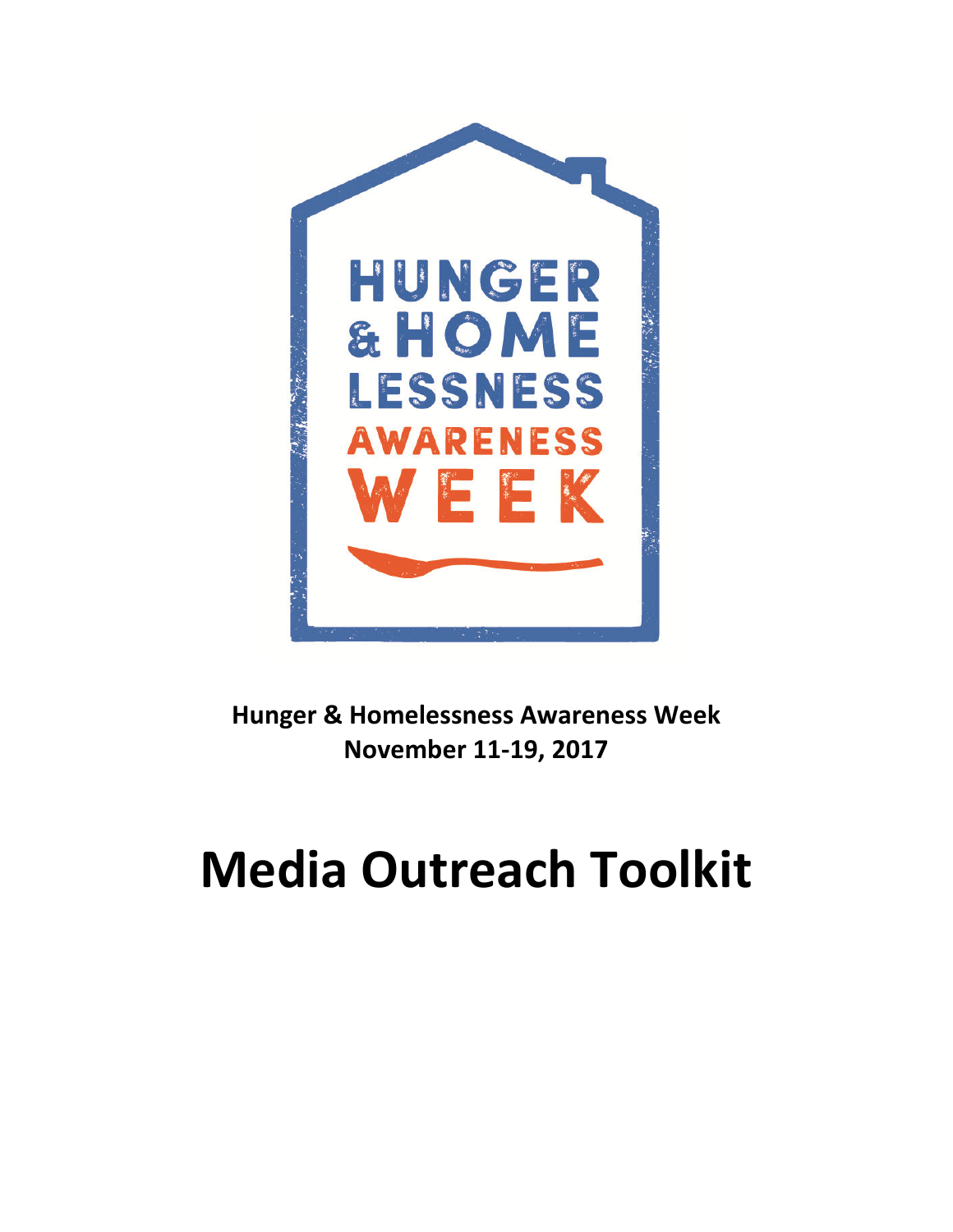HUNGER & HOMELESSNESS AWARENESS WEEK

**Hunger & Homelessness Awareness Week**
**November 11-19, 2017**

# Media Outreach Toolkit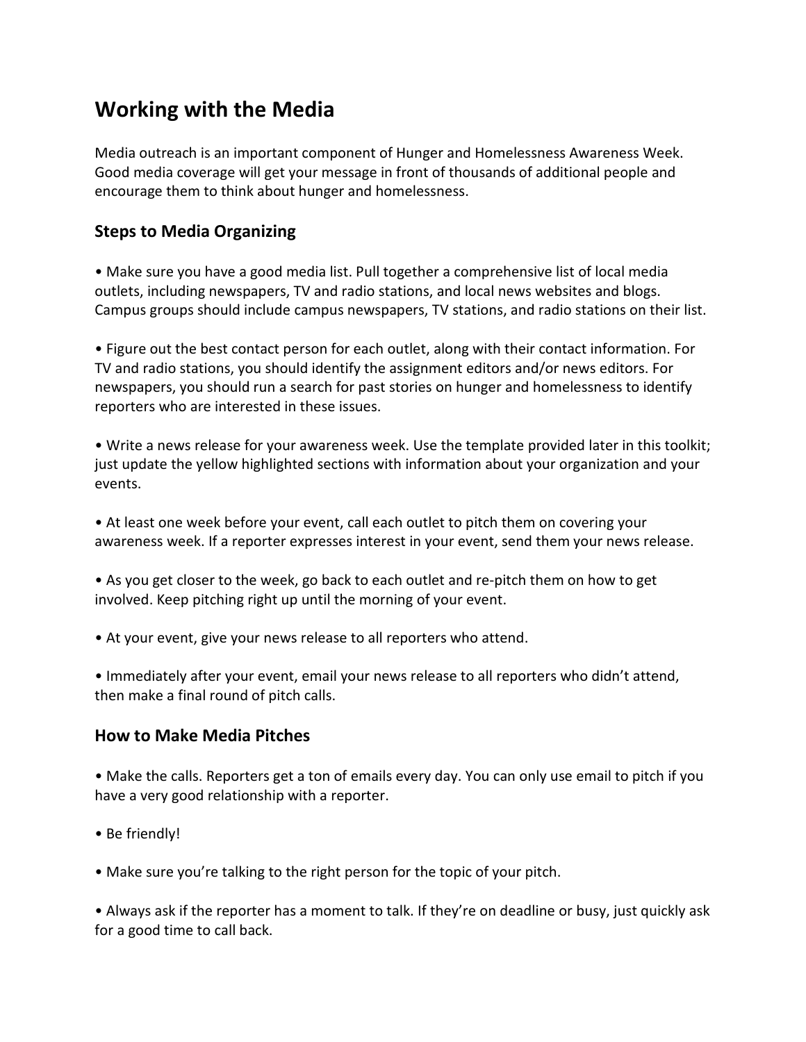# Working with the Media

Media outreach is an important component of Hunger and Homelessness Awareness Week. Good media coverage will get your message in front of thousands of additional people and encourage them to think about hunger and homelessness.

## Steps to Media Organizing

- Make sure you have a good media list. Pull together a comprehensive list of local media outlets, including newspapers, TV and radio stations, and local news websites and blogs. Campus groups should include campus newspapers, TV stations, and radio stations on their list.

- Figure out the best contact person for each outlet, along with their contact information. For TV and radio stations, you should identify the assignment editors and/or news editors. For newspapers, you should run a search for past stories on hunger and homelessness to identify reporters who are interested in these issues.

- Write a news release for your awareness week. Use the template provided later in this toolkit; just update the yellow highlighted sections with information about your organization and your events.

- At least one week before your event, call each outlet to pitch them on covering your awareness week. If a reporter expresses interest in your event, send them your news release.

- As you get closer to the week, go back to each outlet and re-pitch them on how to get involved. Keep pitching right up until the morning of your event.

- At your event, give your news release to all reporters who attend.

- Immediately after your event, email your news release to all reporters who didn't attend, then make a final round of pitch calls.

## How to Make Media Pitches

- Make the calls. Reporters get a ton of emails every day. You can only use email to pitch if you have a very good relationship with a reporter.

- Be friendly!

- Make sure you're talking to the right person for the topic of your pitch.

- Always ask if the reporter has a moment to talk. If they're on deadline or busy, just quickly ask for a good time to call back.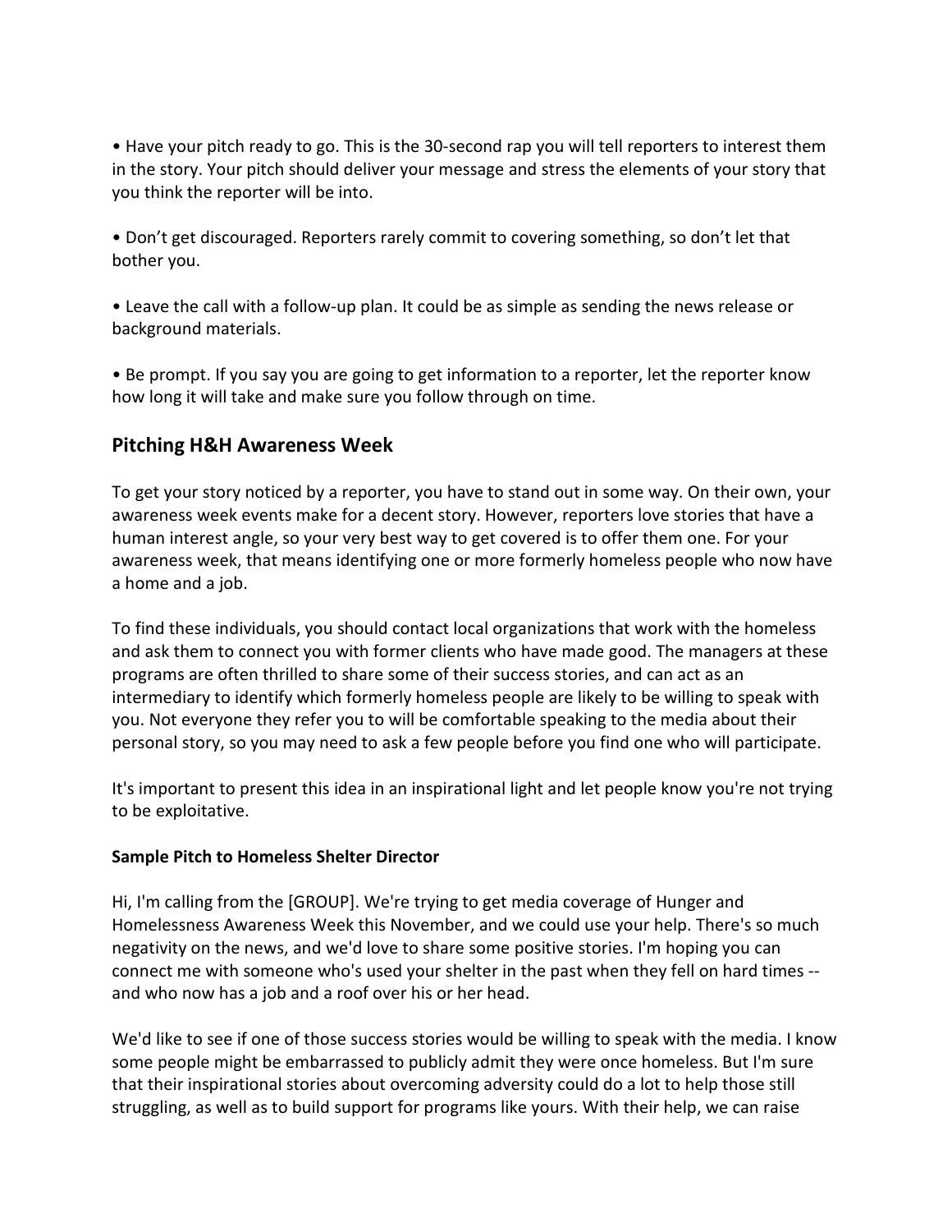- Have your pitch ready to go. This is the 30-second rap you will tell reporters to interest them in the story. Your pitch should deliver your message and stress the elements of your story that you think the reporter will be into.

- Don't get discouraged. Reporters rarely commit to covering something, so don't let that bother you.

- Leave the call with a follow-up plan. It could be as simple as sending the news release or background materials.

- Be prompt. If you say you are going to get information to a reporter, let the reporter know how long it will take and make sure you follow through on time.

## Pitching H&H Awareness Week

To get your story noticed by a reporter, you have to stand out in some way. On their own, your awareness week events make for a decent story. However, reporters love stories that have a human interest angle, so your very best way to get covered is to offer them one. For your awareness week, that means identifying one or more formerly homeless people who now have a home and a job.

To find these individuals, you should contact local organizations that work with the homeless and ask them to connect you with former clients who have made good. The managers at these programs are often thrilled to share some of their success stories, and can act as an intermediary to identify which formerly homeless people are likely to be willing to speak with you. Not everyone they refer you to will be comfortable speaking to the media about their personal story, so you may need to ask a few people before you find one who will participate.

It's important to present this idea in an inspirational light and let people know you're not trying to be exploitative.

**Sample Pitch to Homeless Shelter Director**

Hi, I'm calling from the [GROUP]. We're trying to get media coverage of Hunger and Homelessness Awareness Week this November, and we could use your help. There's so much negativity on the news, and we'd love to share some positive stories. I'm hoping you can connect me with someone who's used your shelter in the past when they fell on hard times -- and who now has a job and a roof over his or her head.

We'd like to see if one of those success stories would be willing to speak with the media. I know some people might be embarrassed to publicly admit they were once homeless. But I'm sure that their inspirational stories about overcoming adversity could do a lot to help those still struggling, as well as to build support for programs like yours. With their help, we can raise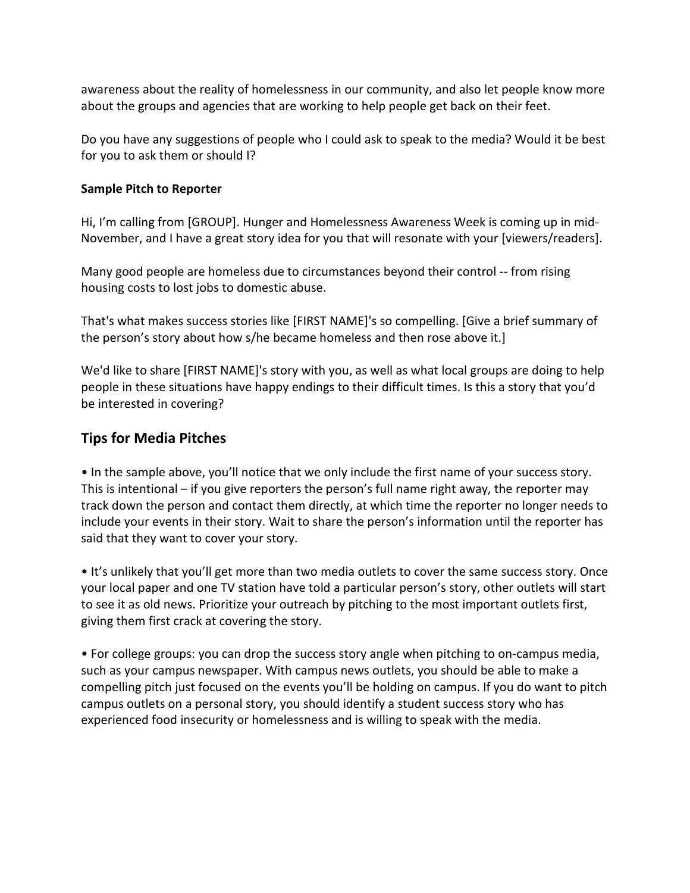awareness about the reality of homelessness in our community, and also let people know more about the groups and agencies that are working to help people get back on their feet.

Do you have any suggestions of people who I could ask to speak to the media? Would it be best for you to ask them or should I?

**Sample Pitch to Reporter**

Hi, I'm calling from [GROUP]. Hunger and Homelessness Awareness Week is coming up in mid-November, and I have a great story idea for you that will resonate with your [viewers/readers].

Many good people are homeless due to circumstances beyond their control -- from rising housing costs to lost jobs to domestic abuse.

That's what makes success stories like [FIRST NAME]'s so compelling. [Give a brief summary of the person's story about how s/he became homeless and then rose above it.]

We'd like to share [FIRST NAME]'s story with you, as well as what local groups are doing to help people in these situations have happy endings to their difficult times. Is this a story that you'd be interested in covering?

## Tips for Media Pitches

• In the sample above, you'll notice that we only include the first name of your success story. This is intentional – if you give reporters the person's full name right away, the reporter may track down the person and contact them directly, at which time the reporter no longer needs to include your events in their story. Wait to share the person's information until the reporter has said that they want to cover your story.

• It's unlikely that you'll get more than two media outlets to cover the same success story. Once your local paper and one TV station have told a particular person's story, other outlets will start to see it as old news. Prioritize your outreach by pitching to the most important outlets first, giving them first crack at covering the story.

• For college groups: you can drop the success story angle when pitching to on-campus media, such as your campus newspaper. With campus news outlets, you should be able to make a compelling pitch just focused on the events you'll be holding on campus. If you do want to pitch campus outlets on a personal story, you should identify a student success story who has experienced food insecurity or homelessness and is willing to speak with the media.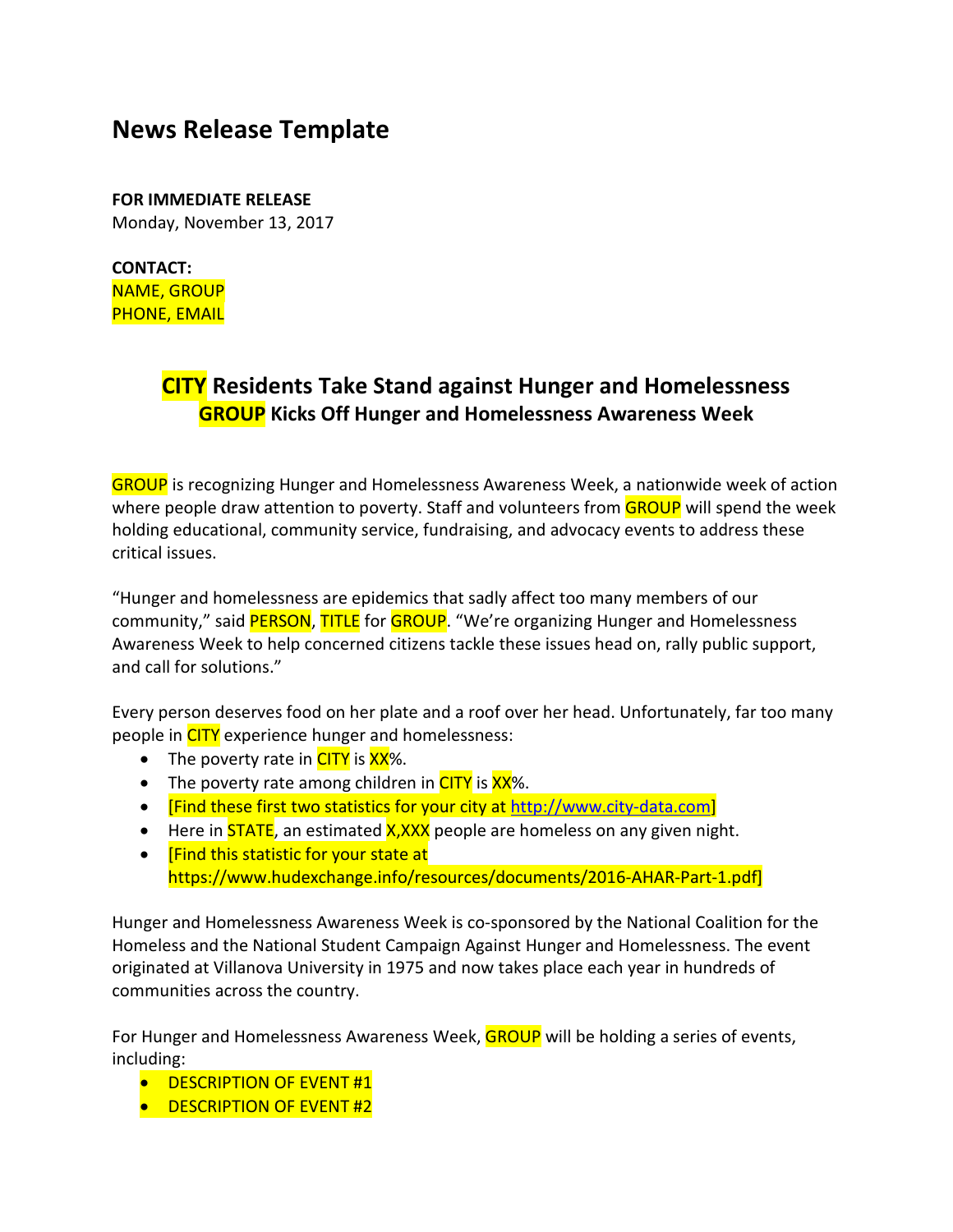# News Release Template

**FOR IMMEDIATE RELEASE**
Monday, November 13, 2017

**CONTACT:**
NAME, GROUP
PHONE, EMAIL

## CITY Residents Take Stand against Hunger and Homelessness

### GROUP Kicks Off Hunger and Homelessness Awareness Week

GROUP is recognizing Hunger and Homelessness Awareness Week, a nationwide week of action where people draw attention to poverty. Staff and volunteers from GROUP will spend the week holding educational, community service, fundraising, and advocacy events to address these critical issues.

"Hunger and homelessness are epidemics that sadly affect too many members of our community," said PERSON, TITLE for GROUP. "We're organizing Hunger and Homelessness Awareness Week to help concerned citizens tackle these issues head on, rally public support, and call for solutions."

Every person deserves food on her plate and a roof over her head. Unfortunately, far too many people in CITY experience hunger and homelessness:

- The poverty rate in CITY is XX%.
- The poverty rate among children in CITY is XX%.
- [Find these first two statistics for your city at http://www.city-data.com]
- Here in STATE, an estimated X,XXX people are homeless on any given night.
- [Find this statistic for your state at https://www.hudexchange.info/resources/documents/2016-AHAR-Part-1.pdf]

Hunger and Homelessness Awareness Week is co-sponsored by the National Coalition for the Homeless and the National Student Campaign Against Hunger and Homelessness. The event originated at Villanova University in 1975 and now takes place each year in hundreds of communities across the country.

For Hunger and Homelessness Awareness Week, GROUP will be holding a series of events, including:

- DESCRIPTION OF EVENT #1
- DESCRIPTION OF EVENT #2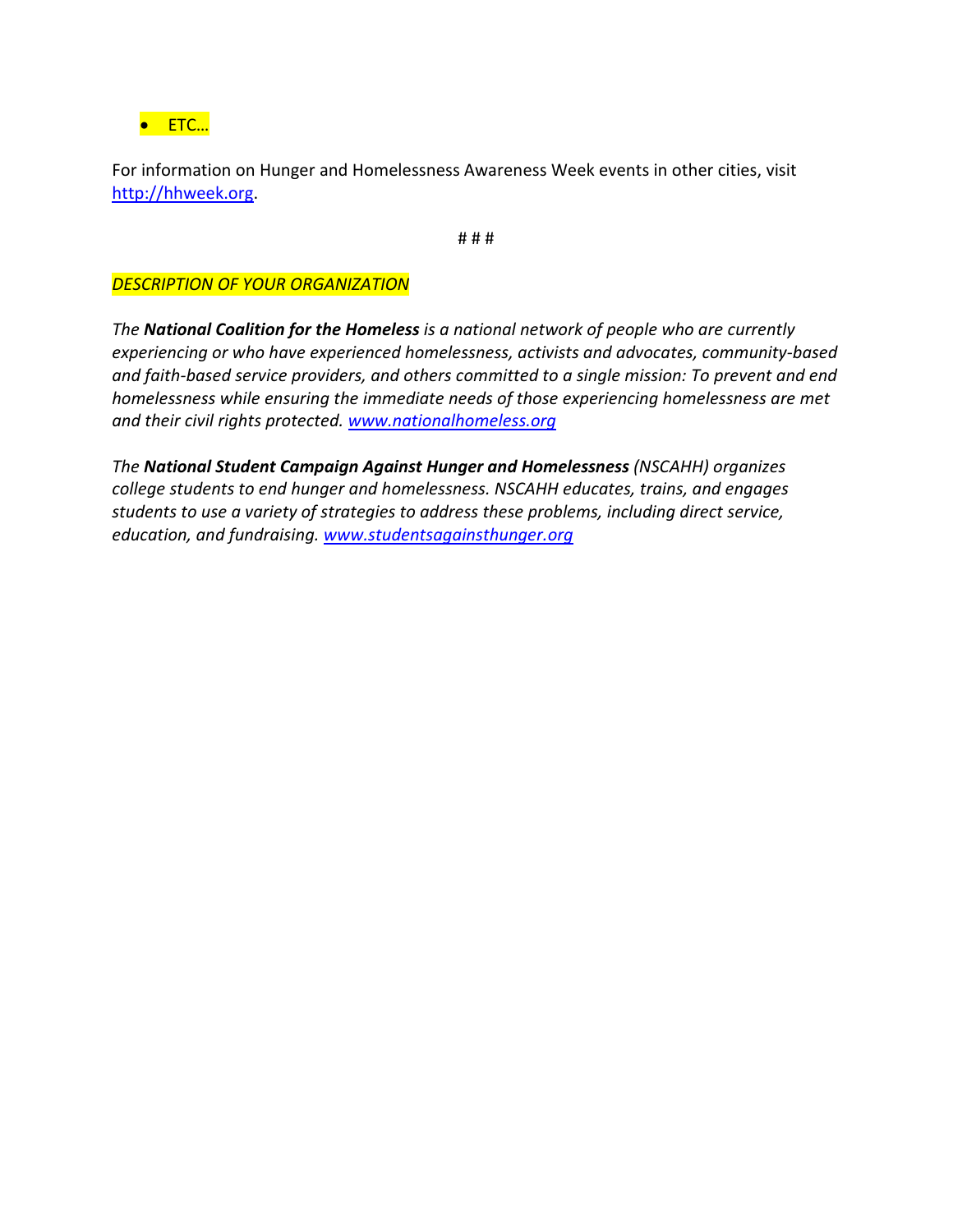- ETC…

For information on Hunger and Homelessness Awareness Week events in other cities, visit http://hhweek.org.

# # #

*DESCRIPTION OF YOUR ORGANIZATION*

*The* ***National Coalition for the Homeless*** *is a national network of people who are currently experiencing or who have experienced homelessness, activists and advocates, community-based and faith-based service providers, and others committed to a single mission: To prevent and end homelessness while ensuring the immediate needs of those experiencing homelessness are met and their civil rights protected. www.nationalhomeless.org*

*The* ***National Student Campaign Against Hunger and Homelessness*** *(NSCAHH) organizes college students to end hunger and homelessness. NSCAHH educates, trains, and engages students to use a variety of strategies to address these problems, including direct service, education, and fundraising. www.studentsagainsthunger.org*